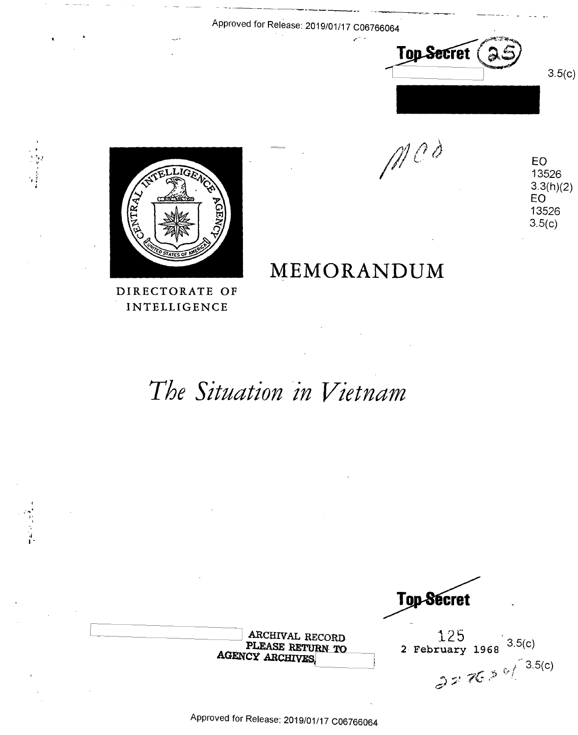Approved for Release: 2019/01/17 C06766064

Top Secret

3.5(c)

EO 13526 3.3(h)(2)
EO 13526 3.5(c)

DIRECTORATE OF INTELLIGENCE

# MEMORANDUM

# *The Situation in Vietnam*

Top Secret

ARCHIVAL RECORD
PLEASE RETURN TO
AGENCY ARCHIVES,

125
2 February 1968

3.5(c)

3.5(c)

Approved for Release: 2019/01/17 C06766064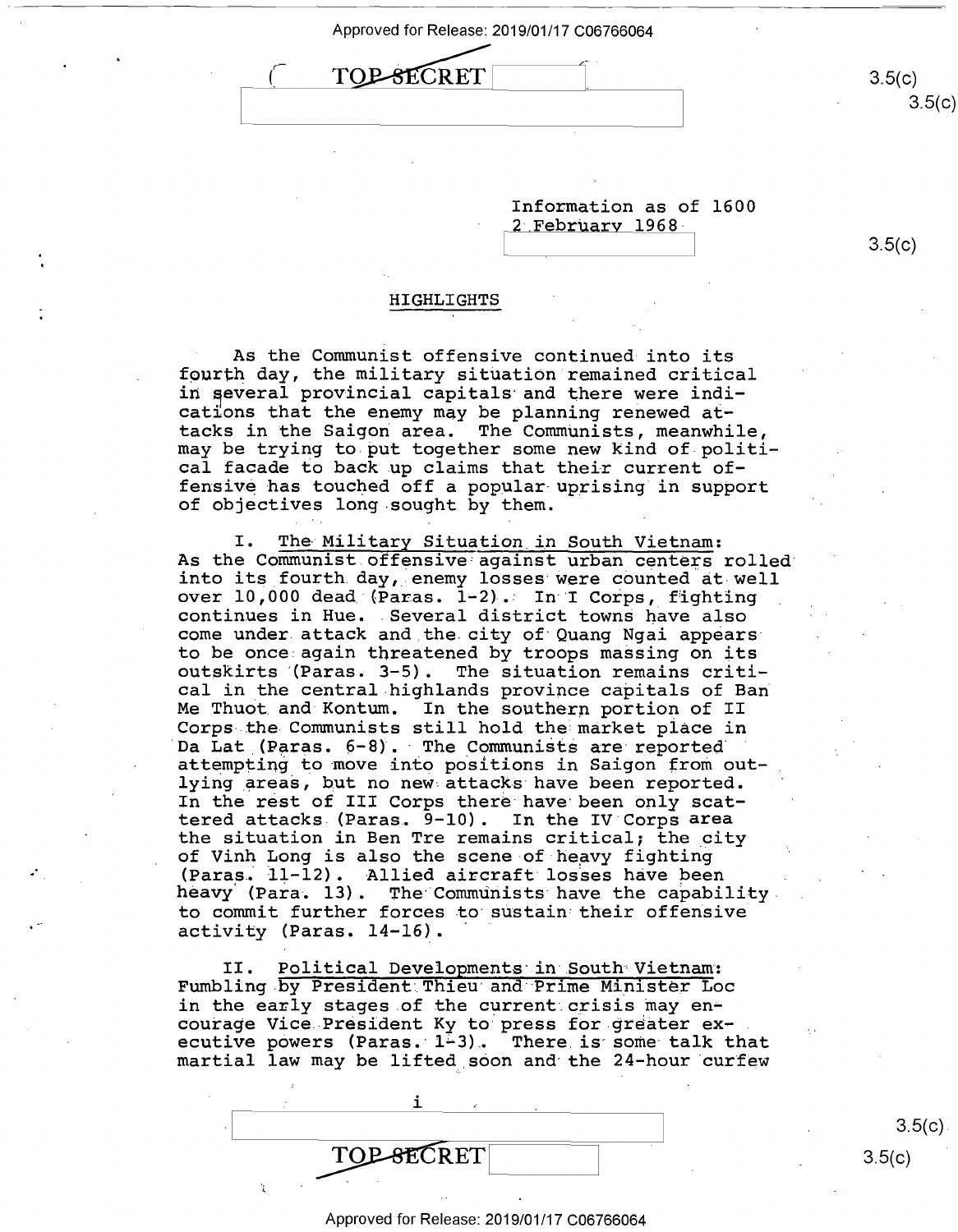Information as of 1600
2 February 1968

## HIGHLIGHTS

As the Communist offensive continued into its fourth day, the military situation remained critical in several provincial capitals and there were indications that the enemy may be planning renewed attacks in the Saigon area. The Communists, meanwhile, may be trying to put together some new kind of political facade to back up claims that their current offensive has touched off a popular uprising in support of objectives long sought by them.

I. The Military Situation in South Vietnam: As the Communist offensive against urban centers rolled into its fourth day, enemy losses were counted at well over 10,000 dead (Paras. 1-2). In I Corps, fighting continues in Hue. Several district towns have also come under attack and the city of Quang Ngai appears to be once again threatened by troops massing on its outskirts (Paras. 3-5). The situation remains critical in the central highlands province capitals of Ban Me Thuot and Kontum. In the southern portion of II Corps the Communists still hold the market place in Da Lat (Paras. 6-8). The Communists are reported attempting to move into positions in Saigon from outlying areas, but no new attacks have been reported. In the rest of III Corps there have been only scattered attacks (Paras. 9-10). In the IV Corps area the situation in Ben Tre remains critical; the city of Vinh Long is also the scene of heavy fighting (Paras. 11-12). Allied aircraft losses have been heavy (Para. 13). The Communists have the capability to commit further forces to sustain their offensive activity (Paras. 14-16).

II. Political Developments in South Vietnam: Fumbling by President Thieu and Prime Minister Loc in the early stages of the current crisis may encourage Vice President Ky to press for greater executive powers (Paras. 1-3). There is some talk that martial law may be lifted soon and the 24-hour curfew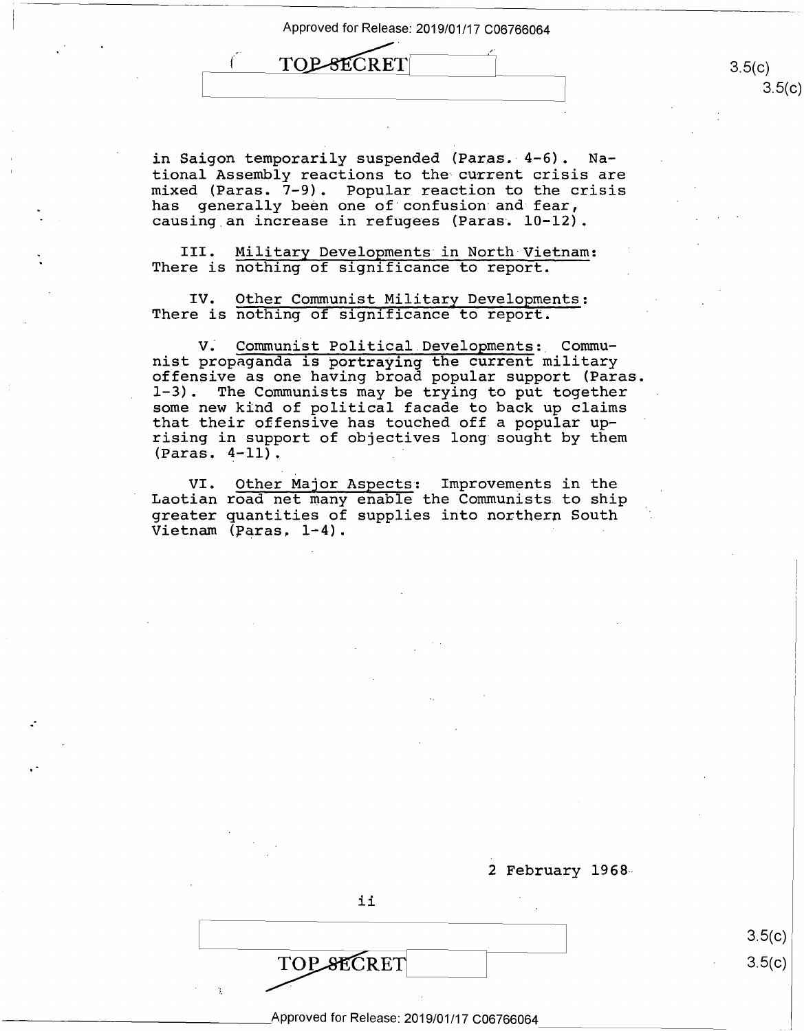in Saigon temporarily suspended (Paras. 4-6). National Assembly reactions to the current crisis are mixed (Paras. 7-9). Popular reaction to the crisis has generally been one of confusion and fear, causing an increase in refugees (Paras. 10-12).

III. Military Developments in North Vietnam: There is nothing of significance to report.

IV. Other Communist Military Developments: There is nothing of significance to report.

V. Communist Political Developments: Communist propaganda is portraying the current military offensive as one having broad popular support (Paras. 1-3). The Communists may be trying to put together some new kind of political facade to back up claims that their offensive has touched off a popular uprising in support of objectives long sought by them (Paras. 4-11).

VI. Other Major Aspects: Improvements in the Laotian road net many enable the Communists to ship greater quantities of supplies into northern South Vietnam (Paras. 1-4).

2 February 1968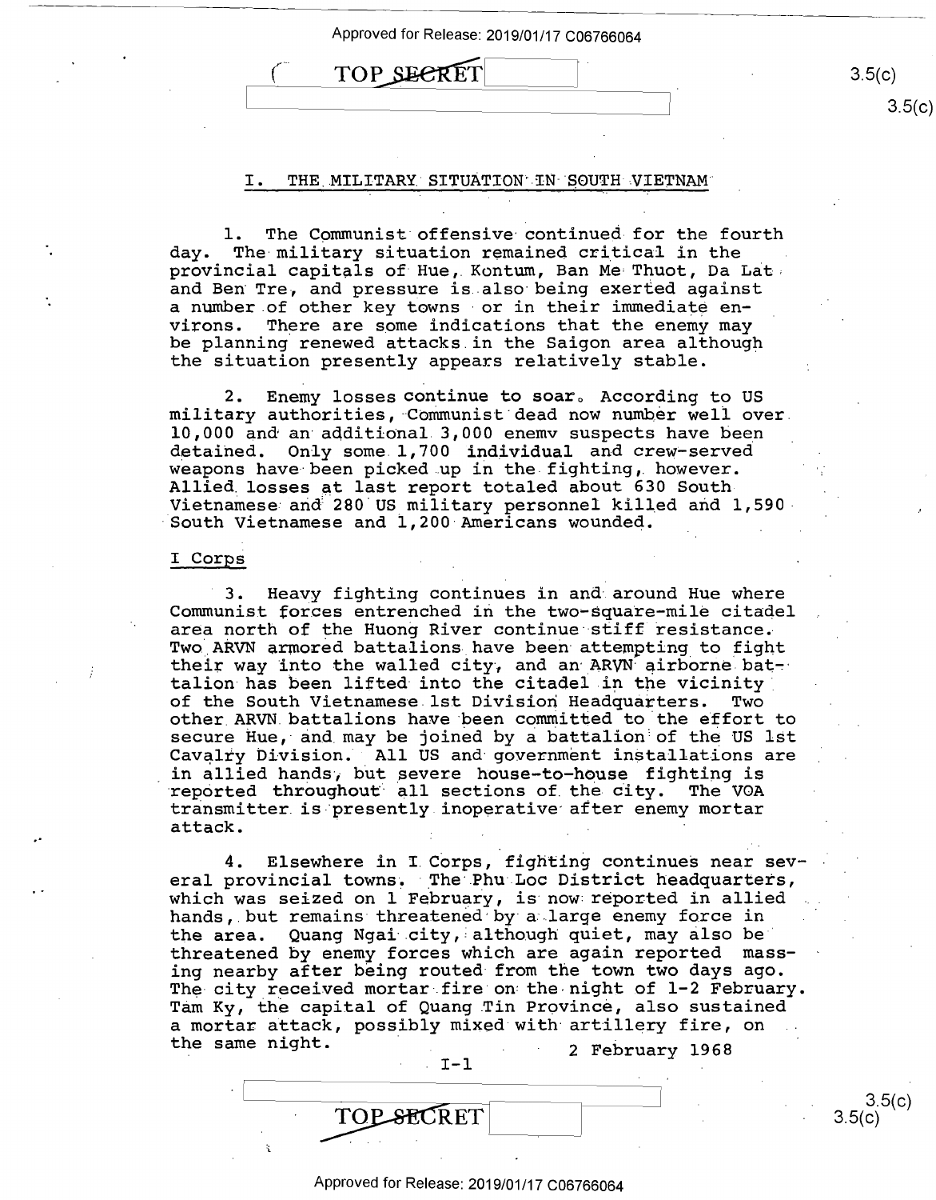## I. THE MILITARY SITUATION IN SOUTH VIETNAM

1. The Communist offensive continued for the fourth day. The military situation remained critical in the provincial capitals of Hue, Kontum, Ban Me Thuot, Da Lat, and Ben Tre, and pressure is also being exerted against a number of other key towns or in their immediate environs. There are some indications that the enemy may be planning renewed attacks in the Saigon area although the situation presently appears relatively stable.

2. Enemy losses continue to soar. According to US military authorities, Communist dead now number well over 10,000 and an additional 3,000 enemy suspects have been detained. Only some 1,700 individual and crew-served weapons have been picked up in the fighting, however. Allied losses at last report totaled about 630 South Vietnamese and 280 US military personnel killed and 1,590 South Vietnamese and 1,200 Americans wounded.

### I Corps

3. Heavy fighting continues in and around Hue where Communist forces entrenched in the two-square-mile citadel area north of the Huong River continue stiff resistance. Two ARVN armored battalions have been attempting to fight their way into the walled city, and an ARVN airborne battalion has been lifted into the citadel in the vicinity of the South Vietnamese 1st Division Headquarters. Two other ARVN battalions have been committed to the effort to secure Hue, and may be joined by a battalion of the US 1st Cavalry Division. All US and government installations are in allied hands, but severe house-to-house fighting is reported throughout all sections of the city. The VOA transmitter is presently inoperative after enemy mortar attack.

4. Elsewhere in I Corps, fighting continues near several provincial towns. The Phu Loc District headquarters, which was seized on 1 February, is now reported in allied hands, but remains threatened by a large enemy force in the area. Quang Ngai city, although quiet, may also be threatened by enemy forces which are again reported massing nearby after being routed from the town two days ago. The city received mortar fire on the night of 1-2 February. Tam Ky, the capital of Quang Tin Province, also sustained a mortar attack, possibly mixed with artillery fire, on the same night.

2 February 1968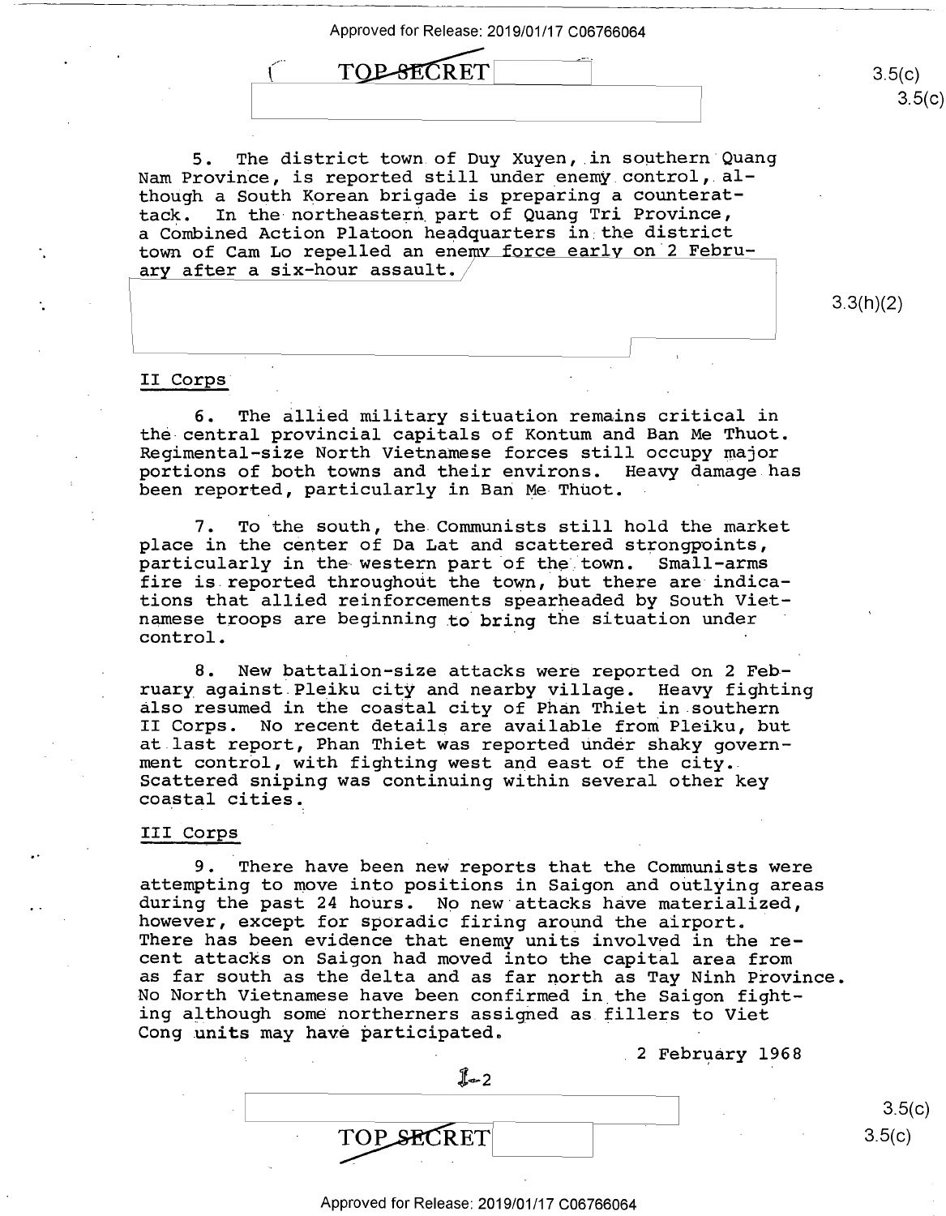5. The district town of Duy Xuyen, in southern Quang Nam Province, is reported still under enemy control, although a South Korean brigade is preparing a counterattack. In the northeastern part of Quang Tri Province, a Combined Action Platoon headquarters in the district town of Cam Lo repelled an enemy force early on 2 February after a six-hour assault.

3.3(h)(2)

## II Corps

6. The allied military situation remains critical in the central provincial capitals of Kontum and Ban Me Thuot. Regimental-size North Vietnamese forces still occupy major portions of both towns and their environs. Heavy damage has been reported, particularly in Ban Me Thuot.

7. To the south, the Communists still hold the market place in the center of Da Lat and scattered strongpoints, particularly in the western part of the town. Small-arms fire is reported throughout the town, but there are indications that allied reinforcements spearheaded by South Vietnamese troops are beginning to bring the situation under control.

8. New battalion-size attacks were reported on 2 February against Pleiku city and nearby village. Heavy fighting also resumed in the coastal city of Phan Thiet in southern II Corps. No recent details are available from Pleiku, but at last report, Phan Thiet was reported under shaky government control, with fighting west and east of the city. Scattered sniping was continuing within several other key coastal cities.

## III Corps

9. There have been new reports that the Communists were attempting to move into positions in Saigon and outlying areas during the past 24 hours. No new attacks have materialized, however, except for sporadic firing around the airport. There has been evidence that enemy units involved in the recent attacks on Saigon had moved into the capital area from as far south as the delta and as far north as Tay Ninh Province. No North Vietnamese have been confirmed in the Saigon fighting although some northerners assigned as fillers to Viet Cong units may have participated.

2 February 1968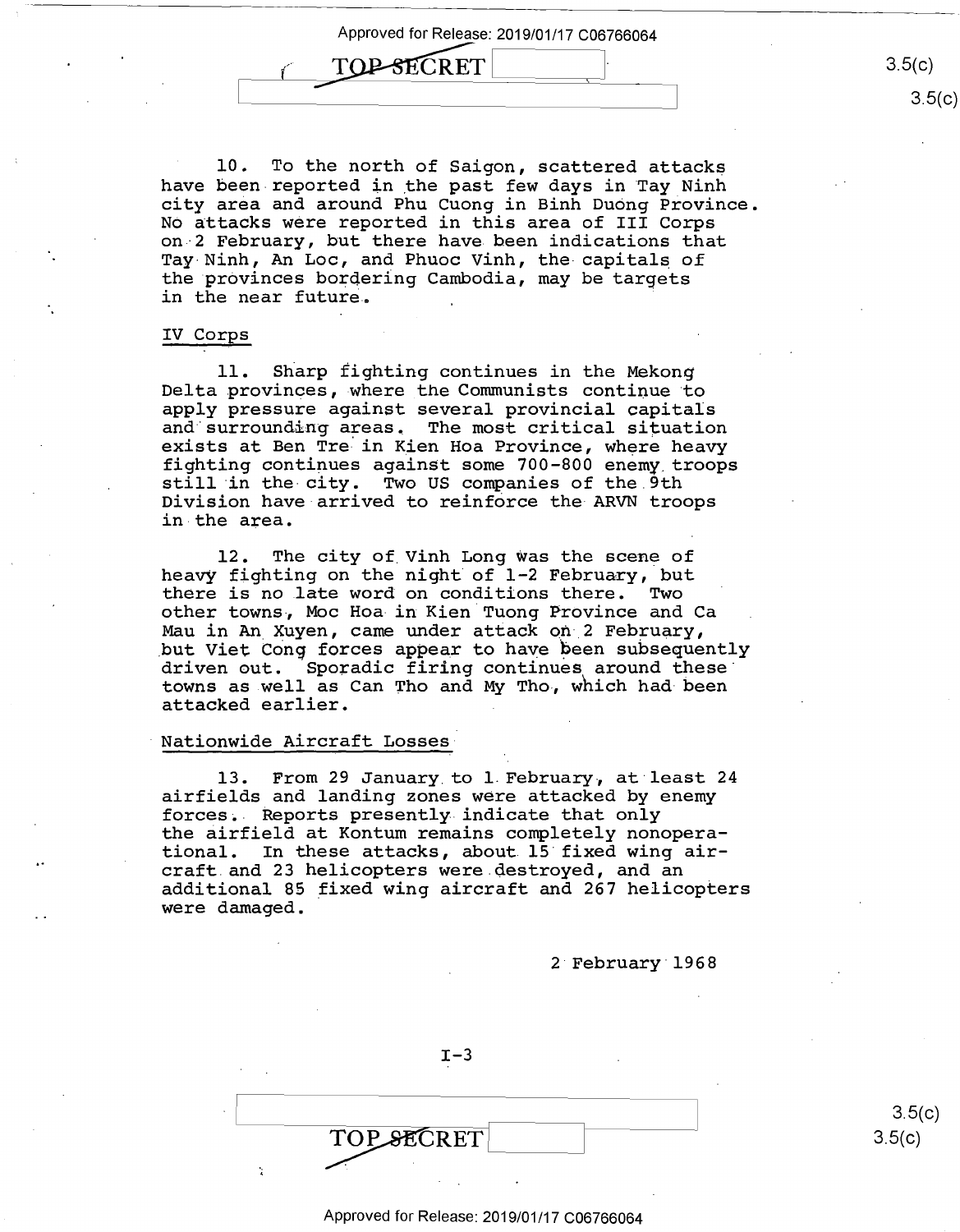10. To the north of Saigon, scattered attacks have been reported in the past few days in Tay Ninh city area and around Phu Cuong in Binh Duong Province. No attacks were reported in this area of III Corps on 2 February, but there have been indications that Tay Ninh, An Loc, and Phuoc Vinh, the capitals of the provinces bordering Cambodia, may be targets in the near future.

IV Corps

11. Sharp fighting continues in the Mekong Delta provinces, where the Communists continue to apply pressure against several provincial capitals and surrounding areas. The most critical situation exists at Ben Tre in Kien Hoa Province, where heavy fighting continues against some 700-800 enemy troops still in the city. Two US companies of the 9th Division have arrived to reinforce the ARVN troops in the area.

12. The city of Vinh Long was the scene of heavy fighting on the night of 1-2 February, but there is no late word on conditions there. Two other towns, Moc Hoa in Kien Tuong Province and Ca Mau in An Xuyen, came under attack on 2 February, but Viet Cong forces appear to have been subsequently driven out. Sporadic firing continues around these towns as well as Can Tho and My Tho, which had been attacked earlier.

Nationwide Aircraft Losses

13. From 29 January to 1 February, at least 24 airfields and landing zones were attacked by enemy forces. Reports presently indicate that only the airfield at Kontum remains completely nonoperational. In these attacks, about 15 fixed wing aircraft and 23 helicopters were destroyed, and an additional 85 fixed wing aircraft and 267 helicopters were damaged.

2 February 1968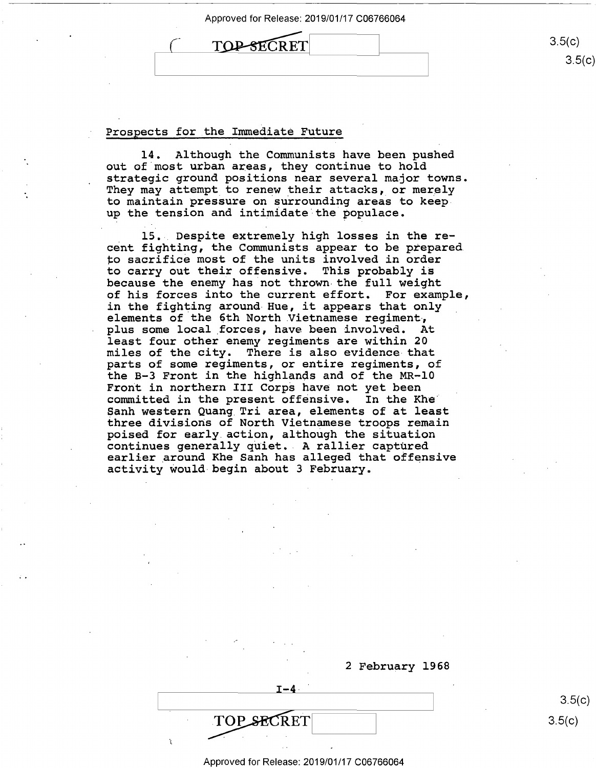## Prospects for the Immediate Future

14. Although the Communists have been pushed out of most urban areas, they continue to hold strategic ground positions near several major towns. They may attempt to renew their attacks, or merely to maintain pressure on surrounding areas to keep up the tension and intimidate the populace.

15. Despite extremely high losses in the recent fighting, the Communists appear to be prepared to sacrifice most of the units involved in order to carry out their offensive. This probably is because the enemy has not thrown the full weight of his forces into the current effort. For example, in the fighting around Hue, it appears that only elements of the 6th North Vietnamese regiment, plus some local forces, have been involved. At least four other enemy regiments are within 20 miles of the city. There is also evidence that parts of some regiments, or entire regiments, of the B-3 Front in the highlands and of the MR-10 Front in northern III Corps have not yet been committed in the present offensive. In the Khe Sanh western Quang Tri area, elements of at least three divisions of North Vietnamese troops remain poised for early action, although the situation continues generally quiet. A rallier captured earlier around Khe Sanh has alleged that offensive activity would begin about 3 February.

2 February 1968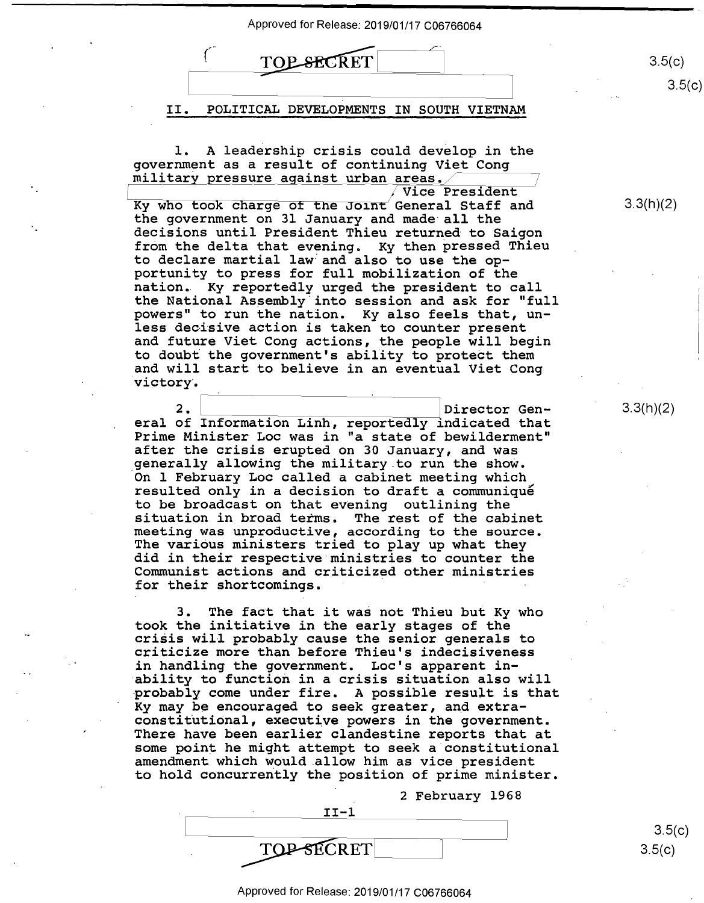## II. POLITICAL DEVELOPMENTS IN SOUTH VIETNAM

1. A leadership crisis could develop in the government as a result of continuing Viet Cong military pressure against urban areas. [redacted] Vice President Ky who took charge of the Joint General Staff and the government on 31 January and made all the decisions until President Thieu returned to Saigon from the delta that evening. Ky then pressed Thieu to declare martial law and also to use the opportunity to press for full mobilization of the nation. Ky reportedly urged the president to call the National Assembly into session and ask for "full powers" to run the nation. Ky also feels that, unless decisive action is taken to counter present and future Viet Cong actions, the people will begin to doubt the government's ability to protect them and will start to believe in an eventual Viet Cong victory.

2. [redacted] Director General of Information Linh, reportedly indicated that Prime Minister Loc was in "a state of bewilderment" after the crisis erupted on 30 January, and was generally allowing the military to run the show. On 1 February Loc called a cabinet meeting which resulted only in a decision to draft a communiqué to be broadcast on that evening outlining the situation in broad terms. The rest of the cabinet meeting was unproductive, according to the source. The various ministers tried to play up what they did in their respective ministries to counter the Communist actions and criticized other ministries for their shortcomings.

3. The fact that it was not Thieu but Ky who took the initiative in the early stages of the crisis will probably cause the senior generals to criticize more than before Thieu's indecisiveness in handling the government. Loc's apparent inability to function in a crisis situation also will probably come under fire. A possible result is that Ky may be encouraged to seek greater, and extra-constitutional, executive powers in the government. There have been earlier clandestine reports that at some point he might attempt to seek a constitutional amendment which would allow him as vice president to hold concurrently the position of prime minister.

2 February 1968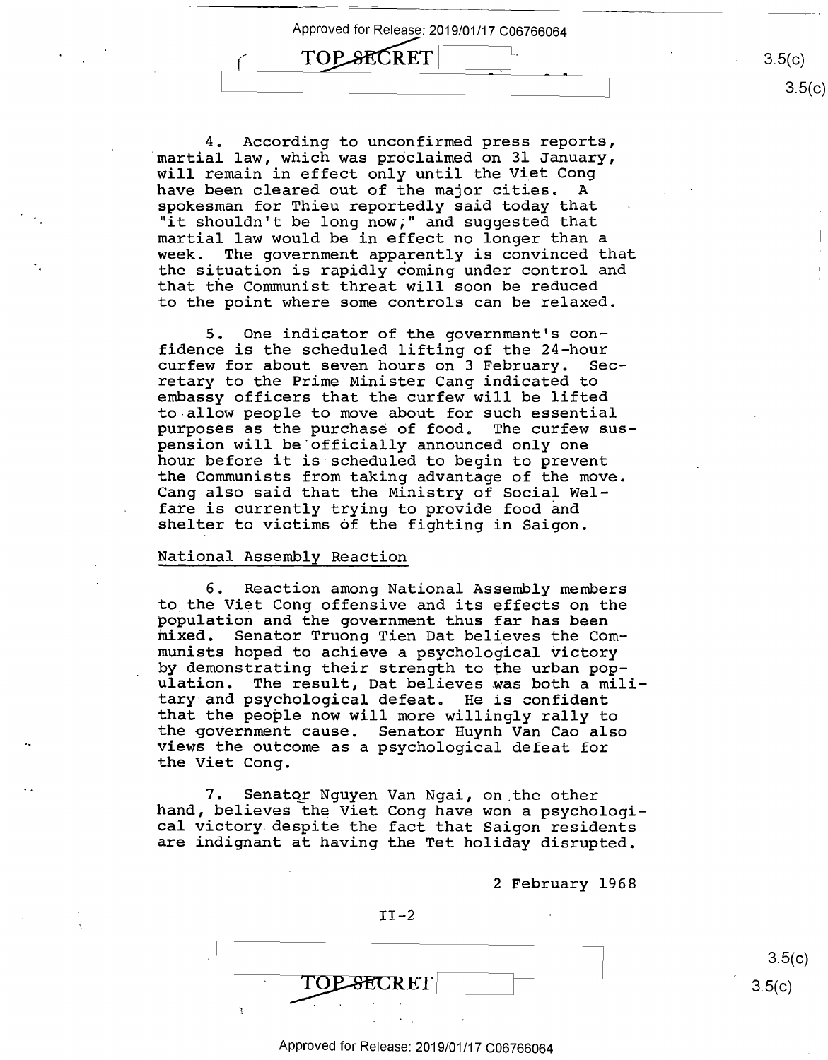4. According to unconfirmed press reports, martial law, which was proclaimed on 31 January, will remain in effect only until the Viet Cong have been cleared out of the major cities. A spokesman for Thieu reportedly said today that "it shouldn't be long now," and suggested that martial law would be in effect no longer than a week. The government apparently is convinced that the situation is rapidly coming under control and that the Communist threat will soon be reduced to the point where some controls can be relaxed.

5. One indicator of the government's confidence is the scheduled lifting of the 24-hour curfew for about seven hours on 3 February. Secretary to the Prime Minister Cang indicated to embassy officers that the curfew will be lifted to allow people to move about for such essential purposes as the purchase of food. The curfew suspension will be officially announced only one hour before it is scheduled to begin to prevent the Communists from taking advantage of the move. Cang also said that the Ministry of Social Welfare is currently trying to provide food and shelter to victims of the fighting in Saigon.

National Assembly Reaction

6. Reaction among National Assembly members to the Viet Cong offensive and its effects on the population and the government thus far has been mixed. Senator Truong Tien Dat believes the Communists hoped to achieve a psychological victory by demonstrating their strength to the urban population. The result, Dat believes was both a military and psychological defeat. He is confident that the people now will more willingly rally to the government cause. Senator Huynh Van Cao also views the outcome as a psychological defeat for the Viet Cong.

7. Senator Nguyen Van Ngai, on the other hand, believes the Viet Cong have won a psychological victory despite the fact that Saigon residents are indignant at having the Tet holiday disrupted.

2 February 1968

II-2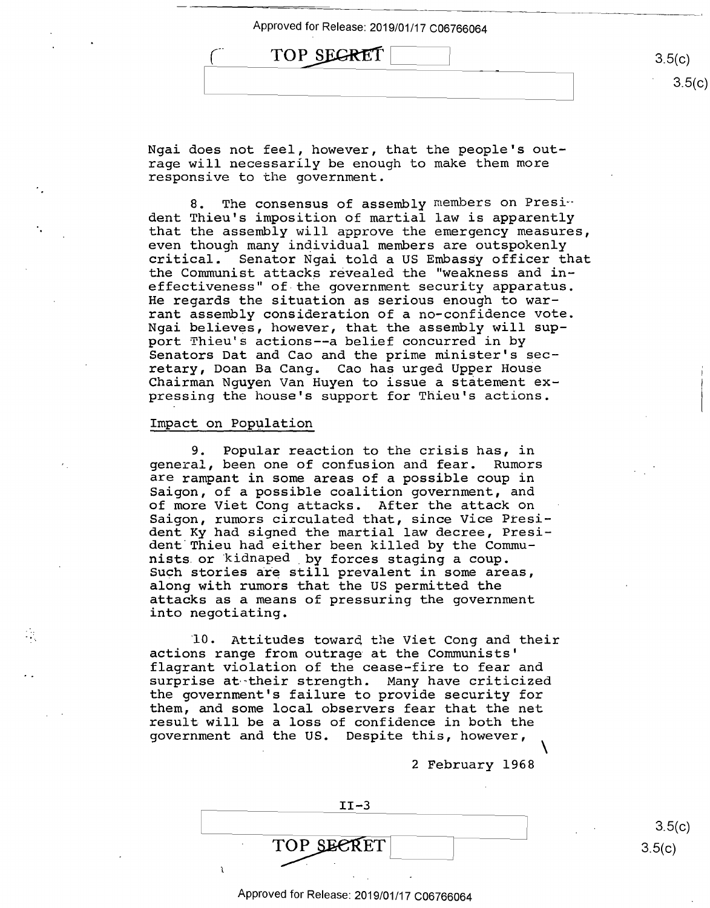Ngai does not feel, however, that the people's outrage will necessarily be enough to make them more responsive to the government.

8. The consensus of assembly members on President Thieu's imposition of martial law is apparently that the assembly will approve the emergency measures, even though many individual members are outspokenly critical. Senator Ngai told a US Embassy officer that the Communist attacks revealed the "weakness and ineffectiveness" of the government security apparatus. He regards the situation as serious enough to warrant assembly consideration of a no-confidence vote. Ngai believes, however, that the assembly will support Thieu's actions--a belief concurred in by Senators Dat and Cao and the prime minister's secretary, Doan Ba Cang. Cao has urged Upper House Chairman Nguyen Van Huyen to issue a statement expressing the house's support for Thieu's actions.

## Impact on Population

9. Popular reaction to the crisis has, in general, been one of confusion and fear. Rumors are rampant in some areas of a possible coup in Saigon, of a possible coalition government, and of more Viet Cong attacks. After the attack on Saigon, rumors circulated that, since Vice President Ky had signed the martial law decree, President Thieu had either been killed by the Communists or kidnaped by forces staging a coup. Such stories are still prevalent in some areas, along with rumors that the US permitted the attacks as a means of pressuring the government into negotiating.

10. Attitudes toward the Viet Cong and their actions range from outrage at the Communists' flagrant violation of the cease-fire to fear and surprise at their strength. Many have criticized the government's failure to provide security for them, and some local observers fear that the net result will be a loss of confidence in both the government and the US. Despite this, however,

2 February 1968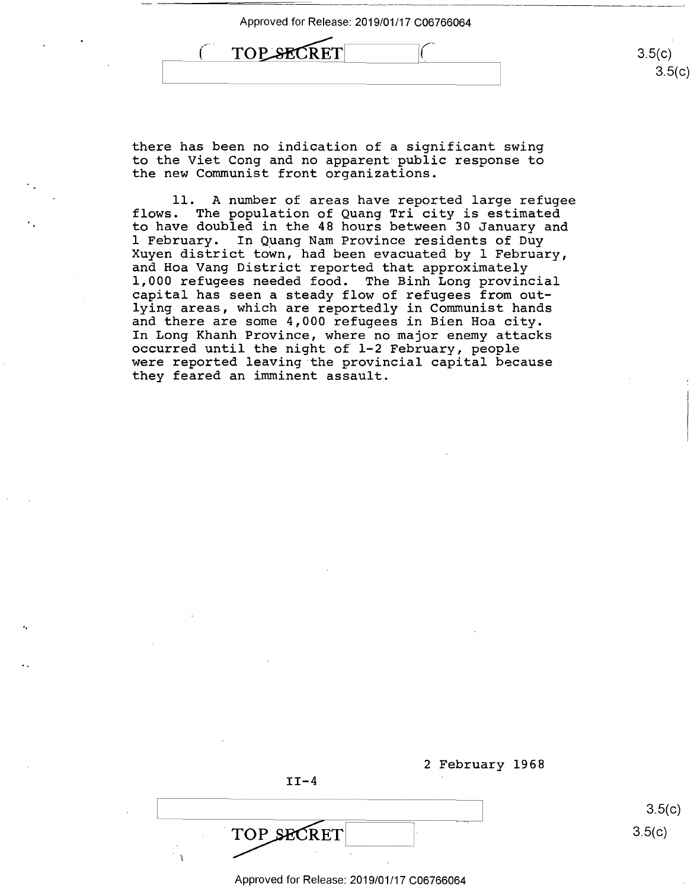there has been no indication of a significant swing to the Viet Cong and no apparent public response to the new Communist front organizations.

11. A number of areas have reported large refugee flows. The population of Quang Tri city is estimated to have doubled in the 48 hours between 30 January and 1 February. In Quang Nam Province residents of Duy Xuyen district town, had been evacuated by 1 February, and Hoa Vang District reported that approximately 1,000 refugees needed food. The Binh Long provincial capital has seen a steady flow of refugees from outlying areas, which are reportedly in Communist hands and there are some 4,000 refugees in Bien Hoa city. In Long Khanh Province, where no major enemy attacks occurred until the night of 1-2 February, people were reported leaving the provincial capital because they feared an imminent assault.

2 February 1968

II-4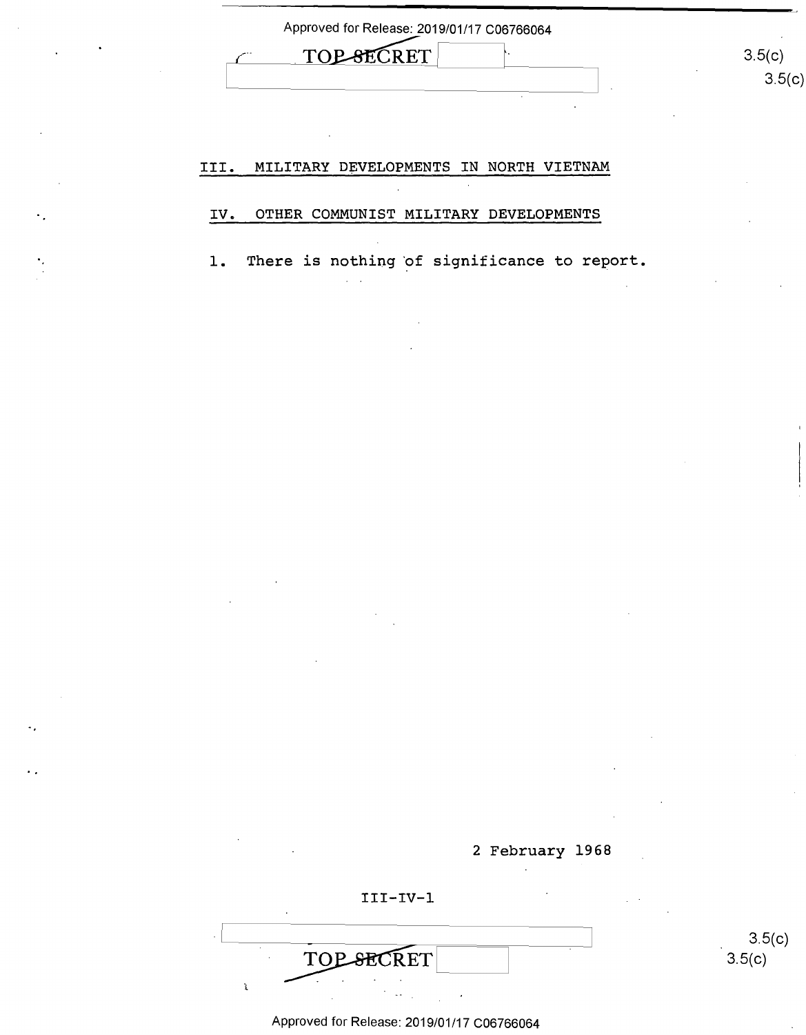## III. MILITARY DEVELOPMENTS IN NORTH VIETNAM

## IV. OTHER COMMUNIST MILITARY DEVELOPMENTS

1. There is nothing of significance to report.

2 February 1968

III-IV-1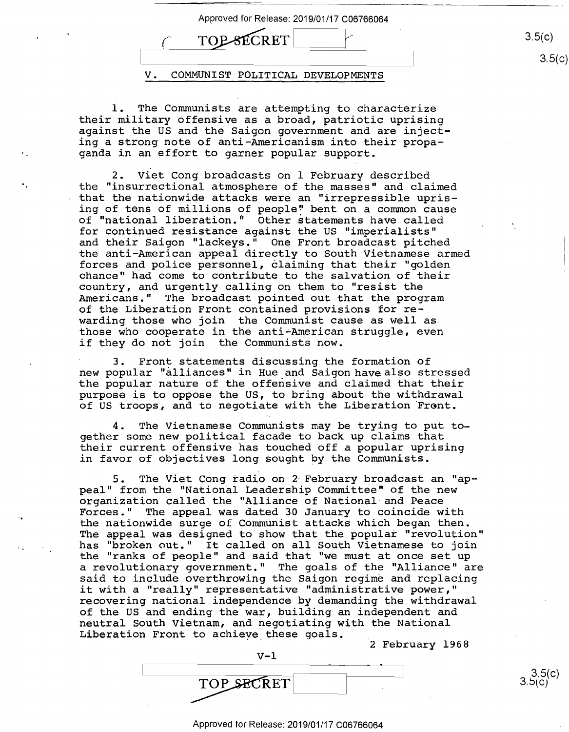## V. COMMUNIST POLITICAL DEVELOPMENTS

1. The Communists are attempting to characterize their military offensive as a broad, patriotic uprising against the US and the Saigon government and are injecting a strong note of anti-Americanism into their propaganda in an effort to garner popular support.

2. Viet Cong broadcasts on 1 February described the "insurrectional atmosphere of the masses" and claimed that the nationwide attacks were an "irrepressible uprising of tens of millions of people" bent on a common cause of "national liberation." Other statements have called for continued resistance against the US "imperialists" and their Saigon "lackeys." One Front broadcast pitched the anti-American appeal directly to South Vietnamese armed forces and police personnel, claiming that their "golden chance" had come to contribute to the salvation of their country, and urgently calling on them to "resist the Americans." The broadcast pointed out that the program of the Liberation Front contained provisions for rewarding those who join the Communist cause as well as those who cooperate in the anti-American struggle, even if they do not join the Communists now.

3. Front statements discussing the formation of new popular "alliances" in Hue and Saigon have also stressed the popular nature of the offensive and claimed that their purpose is to oppose the US, to bring about the withdrawal of US troops, and to negotiate with the Liberation Front.

4. The Vietnamese Communists may be trying to put together some new political facade to back up claims that their current offensive has touched off a popular uprising in favor of objectives long sought by the Communists.

5. The Viet Cong radio on 2 February broadcast an "appeal" from the "National Leadership Committee" of the new organization called the "Alliance of National and Peace Forces." The appeal was dated 30 January to coincide with the nationwide surge of Communist attacks which began then. The appeal was designed to show that the popular "revolution" has "broken out." It called on all South Vietnamese to join the "ranks of people" and said that "we must at once set up a revolutionary government." The goals of the "Alliance" are said to include overthrowing the Saigon regime and replacing it with a "really" representative "administrative power," recovering national independence by demanding the withdrawal of the US and ending the war, building an independent and neutral South Vietnam, and negotiating with the National Liberation Front to achieve these goals.

2 February 1968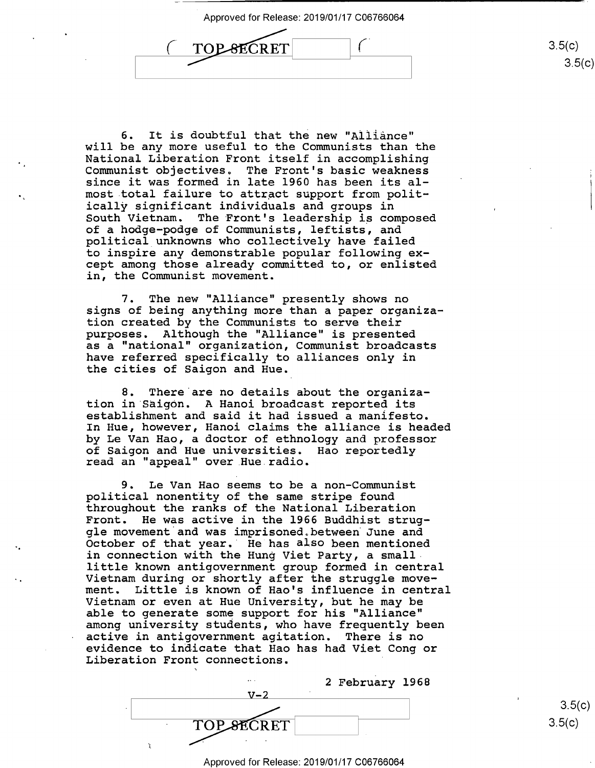6. It is doubtful that the new "Alliance" will be any more useful to the Communists than the National Liberation Front itself in accomplishing Communist objectives. The Front's basic weakness since it was formed in late 1960 has been its almost total failure to attract support from politically significant individuals and groups in South Vietnam. The Front's leadership is composed of a hodge-podge of Communists, leftists, and political unknowns who collectively have failed to inspire any demonstrable popular following except among those already committed to, or enlisted in, the Communist movement.

7. The new "Alliance" presently shows no signs of being anything more than a paper organization created by the Communists to serve their purposes. Although the "Alliance" is presented as a "national" organization, Communist broadcasts have referred specifically to alliances only in the cities of Saigon and Hue.

8. There are no details about the organization in Saigon. A Hanoi broadcast reported its establishment and said it had issued a manifesto. In Hue, however, Hanoi claims the alliance is headed by Le Van Hao, a doctor of ethnology and professor of Saigon and Hue universities. Hao reportedly read an "appeal" over Hue radio.

9. Le Van Hao seems to be a non-Communist political nonentity of the same stripe found throughout the ranks of the National Liberation Front. He was active in the 1966 Buddhist struggle movement and was imprisoned between June and October of that year. He has also been mentioned in connection with the Hung Viet Party, a small little known antigovernment group formed in central Vietnam during or shortly after the struggle movement. Little is known of Hao's influence in central Vietnam or even at Hue University, but he may be able to generate some support for his "Alliance" among university students, who have frequently been active in antigovernment agitation. There is no evidence to indicate that Hao has had Viet Cong or Liberation Front connections.

2 February 1968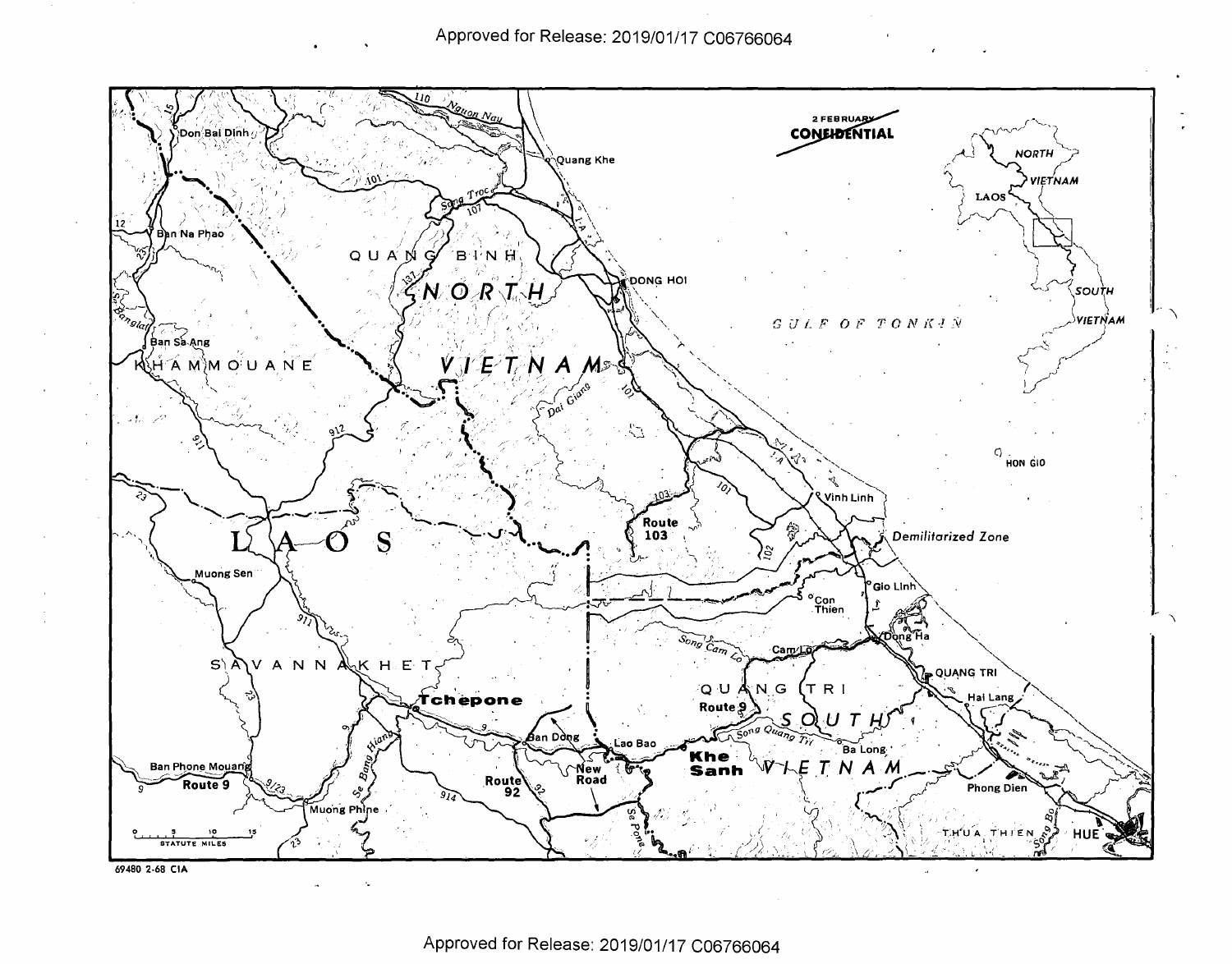2 FEBRUARY

~~CONFIDENTIAL~~

NORTH VIETNAM

LAOS

SOUTH VIETNAM

QUANG BINH

KHAMMOUANE

SAVANNAKHET

QUANG TRI

THUA THIEN

GULF OF TONKIN

Don Bai Dinh

Quang Khe

Ban Na Phao

DONG HOI

Ban Sa Ang

HON GIO

Vinh Linh

Route 103

Demilitarized Zone

Muong Sen

Gio Linh

Con Thien

Song Cam Lo

Cam Lo

Dong Ha

QUANG TRI

Tchepone

Route 9

Hai Lang

Ban Dong

Lao Bao

Khe Sanh

Song Quang Tri

Ba Long

Ban Phone Mouang

Route 9

Route 92

New Road

Se Bang Hiang

Se Pone

Muong Phine

Phong Dien

Song Bo

HUE

Song Troc

Nguon Nay

Dai Giang

Se Bangfai

STATUTE MILES 0 5 10 15

69480 2-68 CIA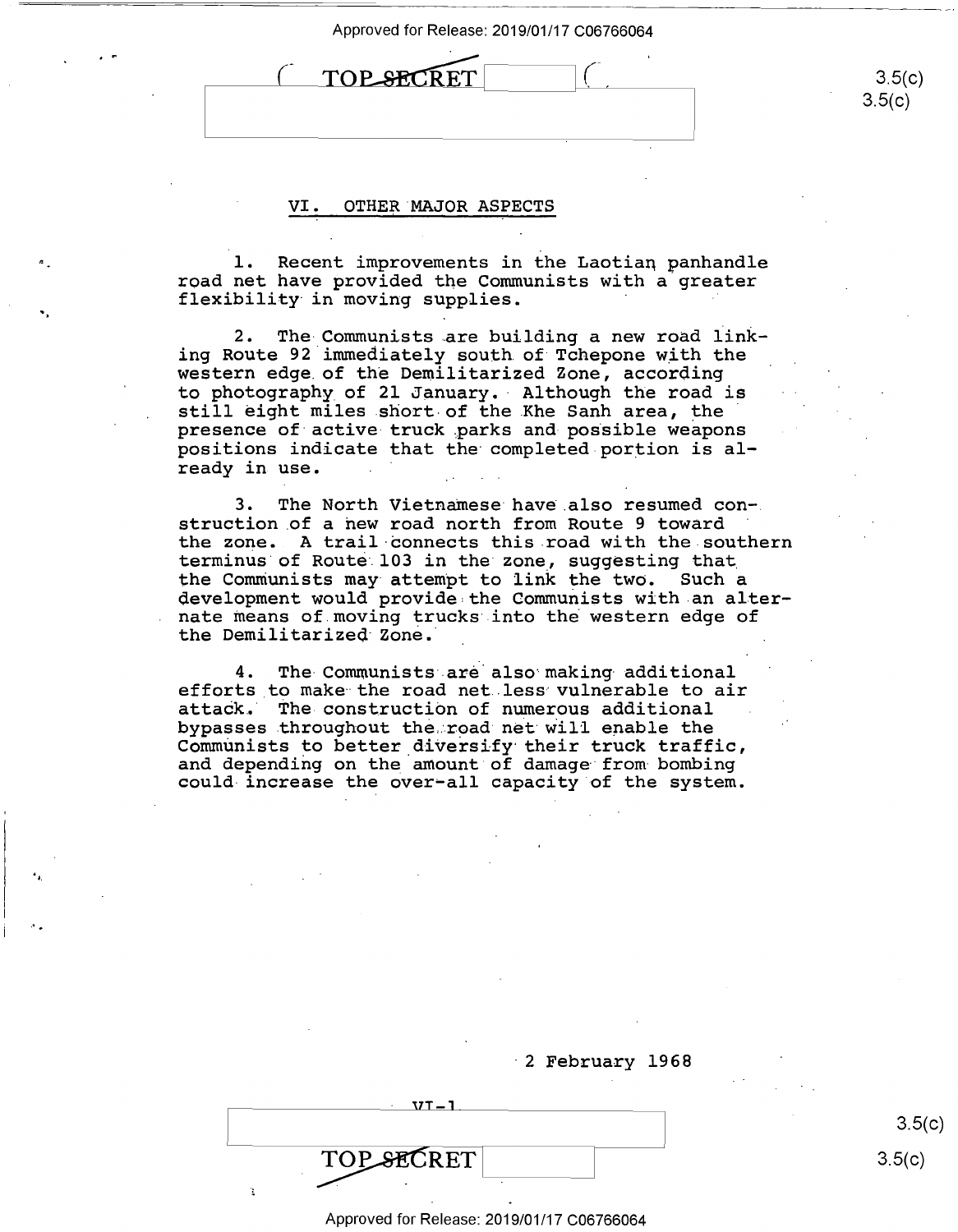## VI. OTHER MAJOR ASPECTS

1. Recent improvements in the Laotian panhandle road net have provided the Communists with a greater flexibility in moving supplies.

2. The Communists are building a new road linking Route 92 immediately south of Tchepone with the western edge of the Demilitarized Zone, according to photography of 21 January. Although the road is still eight miles short of the Khe Sanh area, the presence of active truck parks and possible weapons positions indicate that the completed portion is already in use.

3. The North Vietnamese have also resumed construction of a new road north from Route 9 toward the zone. A trail connects this road with the southern terminus of Route 103 in the zone, suggesting that the Communists may attempt to link the two. Such a development would provide the Communists with an alternate means of moving trucks into the western edge of the Demilitarized Zone.

4. The Communists are also making additional efforts to make the road net less vulnerable to air attack. The construction of numerous additional bypasses throughout the road net will enable the Communists to better diversify their truck traffic, and depending on the amount of damage from bombing could increase the over-all capacity of the system.

2 February 1968